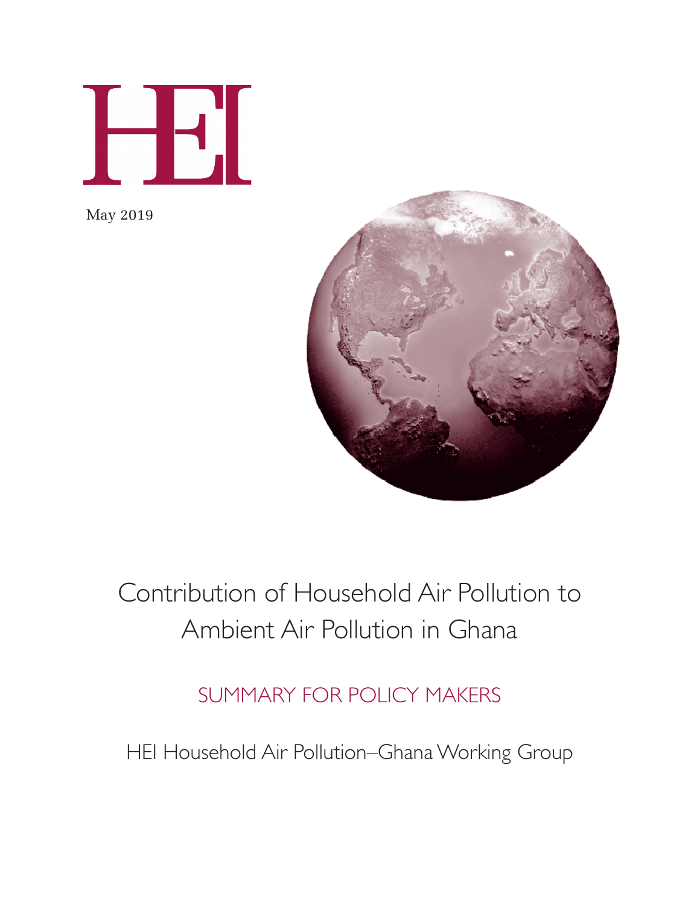HEI

May 2019

# Contribution of Household Air Pollution to Ambient Air Pollution in Ghana

## SUMMARY FOR POLICY MAKERS

HEI Household Air Pollution–Ghana Working Group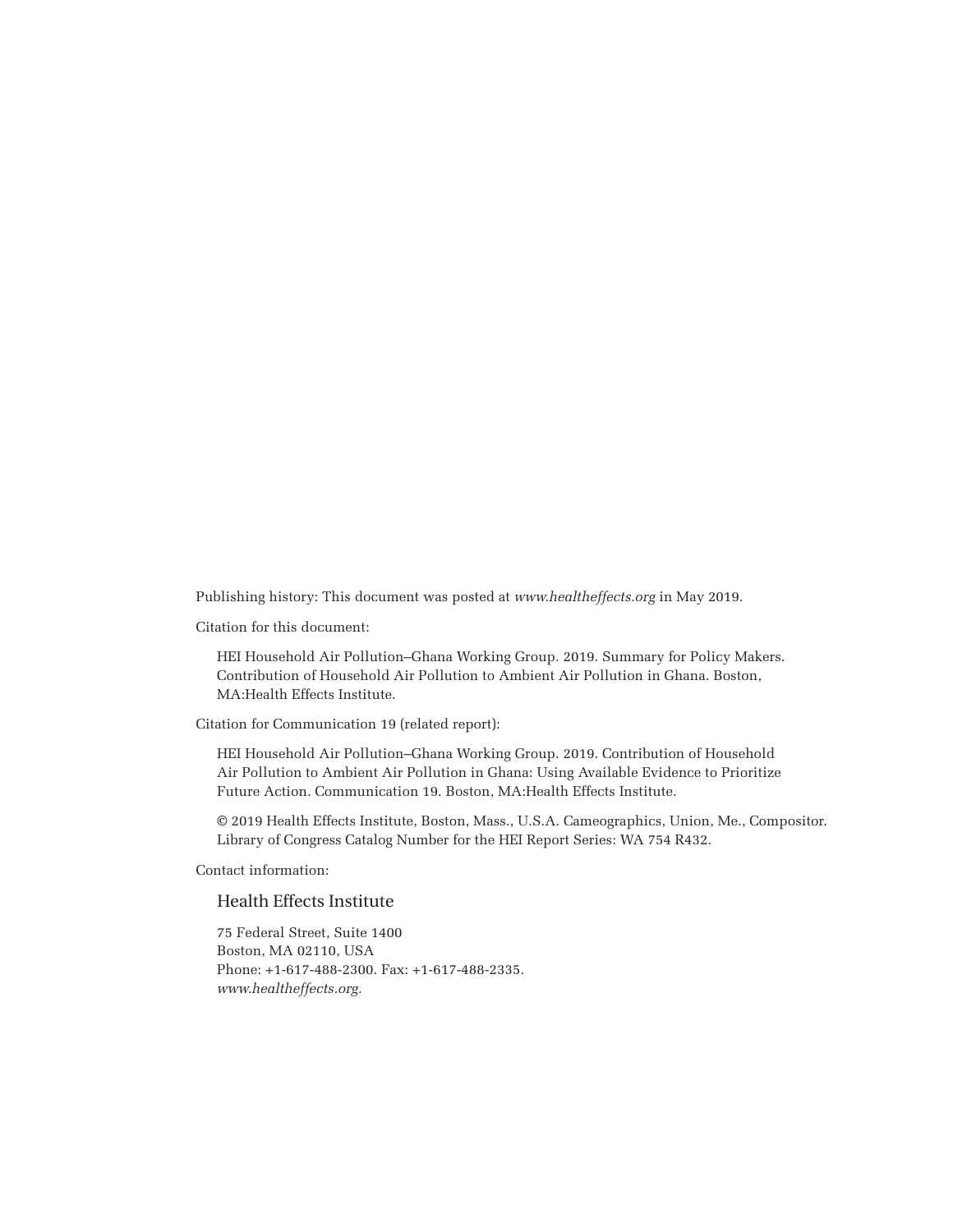Publishing history: This document was posted at *www.healtheffects.org* in May 2019.

Citation for this document:

HEI Household Air Pollution–Ghana Working Group. 2019. Summary for Policy Makers. Contribution of Household Air Pollution to Ambient Air Pollution in Ghana. Boston, MA:Health Effects Institute.

Citation for Communication 19 (related report):

HEI Household Air Pollution–Ghana Working Group. 2019. Contribution of Household Air Pollution to Ambient Air Pollution in Ghana: Using Available Evidence to Prioritize Future Action. Communication 19. Boston, MA:Health Effects Institute.

© 2019 Health Effects Institute, Boston, Mass., U.S.A. Cameographics, Union, Me., Compositor. Library of Congress Catalog Number for the HEI Report Series: WA 754 R432.

Contact information:

Health Effects Institute

75 Federal Street, Suite 1400
Boston, MA 02110, USA
Phone: +1-617-488-2300. Fax: +1-617-488-2335.
*www.healtheffects.org.*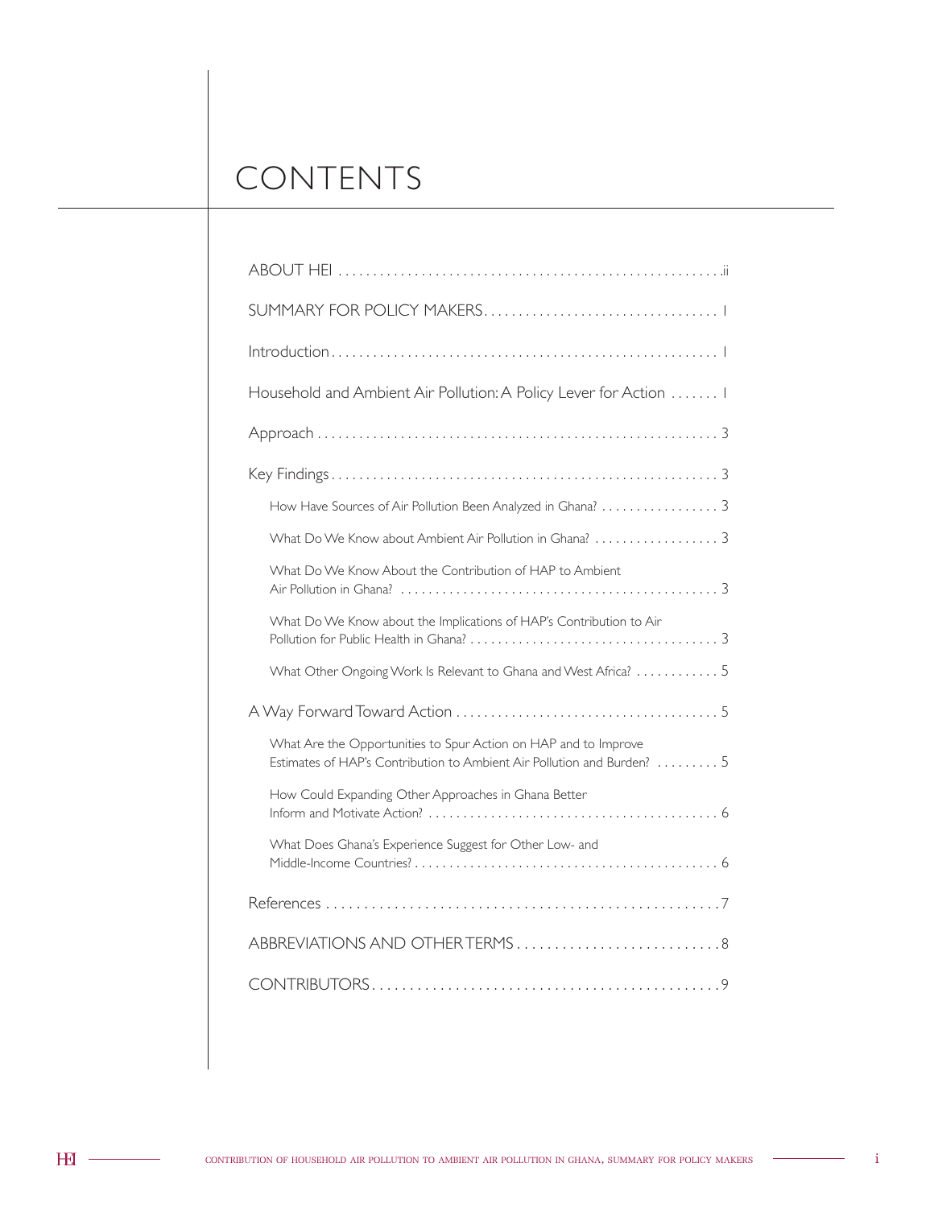# CONTENTS

ABOUT HEI . . . . . . . . . . . . . . . . . . . . . . . . . . . . . . . . . . . . . . . . . . . . . . . . . . . . . .ii

SUMMARY FOR POLICY MAKERS. . . . . . . . . . . . . . . . . . . . . . . . . . . . . . . . . 1

Introduction . . . . . . . . . . . . . . . . . . . . . . . . . . . . . . . . . . . . . . . . . . . . . . . . . . . . . 1

Household and Ambient Air Pollution: A Policy Lever for Action . . . . . . . 1

Approach . . . . . . . . . . . . . . . . . . . . . . . . . . . . . . . . . . . . . . . . . . . . . . . . . . . . . . . 3

Key Findings . . . . . . . . . . . . . . . . . . . . . . . . . . . . . . . . . . . . . . . . . . . . . . . . . . . . . 3

- How Have Sources of Air Pollution Been Analyzed in Ghana? . . . . . . . . . . . . . . . . . 3
- What Do We Know about Ambient Air Pollution in Ghana? . . . . . . . . . . . . . . . . . . 3
- What Do We Know About the Contribution of HAP to Ambient Air Pollution in Ghana? . . . . . . . . . . . . . . . . . . . . . . . . . . . . . . . . . . . . . . . . . . . . . 3
- What Do We Know about the Implications of HAP's Contribution to Air Pollution for Public Health in Ghana? . . . . . . . . . . . . . . . . . . . . . . . . . . . . . . . . . . . 3
- What Other Ongoing Work Is Relevant to Ghana and West Africa? . . . . . . . . . . . . 5

A Way Forward Toward Action . . . . . . . . . . . . . . . . . . . . . . . . . . . . . . . . . . . . . 5

- What Are the Opportunities to Spur Action on HAP and to Improve Estimates of HAP's Contribution to Ambient Air Pollution and Burden? . . . . . . . . . 5
- How Could Expanding Other Approaches in Ghana Better Inform and Motivate Action? . . . . . . . . . . . . . . . . . . . . . . . . . . . . . . . . . . . . . . . . . 6
- What Does Ghana's Experience Suggest for Other Low- and Middle-Income Countries? . . . . . . . . . . . . . . . . . . . . . . . . . . . . . . . . . . . . . . . . . . . 6

References . . . . . . . . . . . . . . . . . . . . . . . . . . . . . . . . . . . . . . . . . . . . . . . . . . . . .7

ABBREVIATIONS AND OTHER TERMS . . . . . . . . . . . . . . . . . . . . . . . . . . . 8

CONTRIBUTORS. . . . . . . . . . . . . . . . . . . . . . . . . . . . . . . . . . . . . . . . . . . . . . 9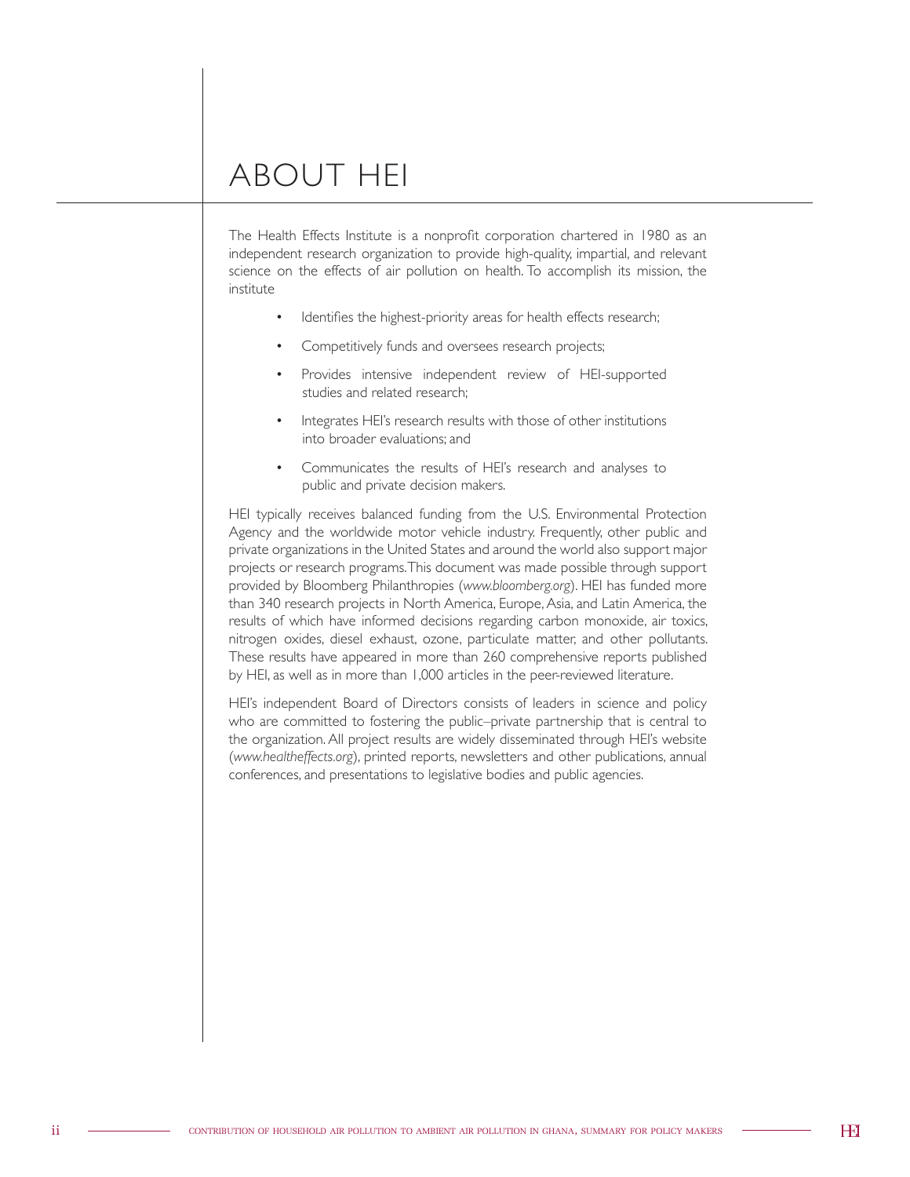# ABOUT HEI

The Health Effects Institute is a nonprofit corporation chartered in 1980 as an independent research organization to provide high-quality, impartial, and relevant science on the effects of air pollution on health. To accomplish its mission, the institute

- Identifies the highest-priority areas for health effects research;
- Competitively funds and oversees research projects;
- Provides intensive independent review of HEI-supported studies and related research;
- Integrates HEI's research results with those of other institutions into broader evaluations; and
- Communicates the results of HEI's research and analyses to public and private decision makers.

HEI typically receives balanced funding from the U.S. Environmental Protection Agency and the worldwide motor vehicle industry. Frequently, other public and private organizations in the United States and around the world also support major projects or research programs. This document was made possible through support provided by Bloomberg Philanthropies (*www.bloomberg.org*). HEI has funded more than 340 research projects in North America, Europe, Asia, and Latin America, the results of which have informed decisions regarding carbon monoxide, air toxics, nitrogen oxides, diesel exhaust, ozone, particulate matter, and other pollutants. These results have appeared in more than 260 comprehensive reports published by HEI, as well as in more than 1,000 articles in the peer-reviewed literature.

HEI's independent Board of Directors consists of leaders in science and policy who are committed to fostering the public–private partnership that is central to the organization. All project results are widely disseminated through HEI's website (*www.healtheffects.org*), printed reports, newsletters and other publications, annual conferences, and presentations to legislative bodies and public agencies.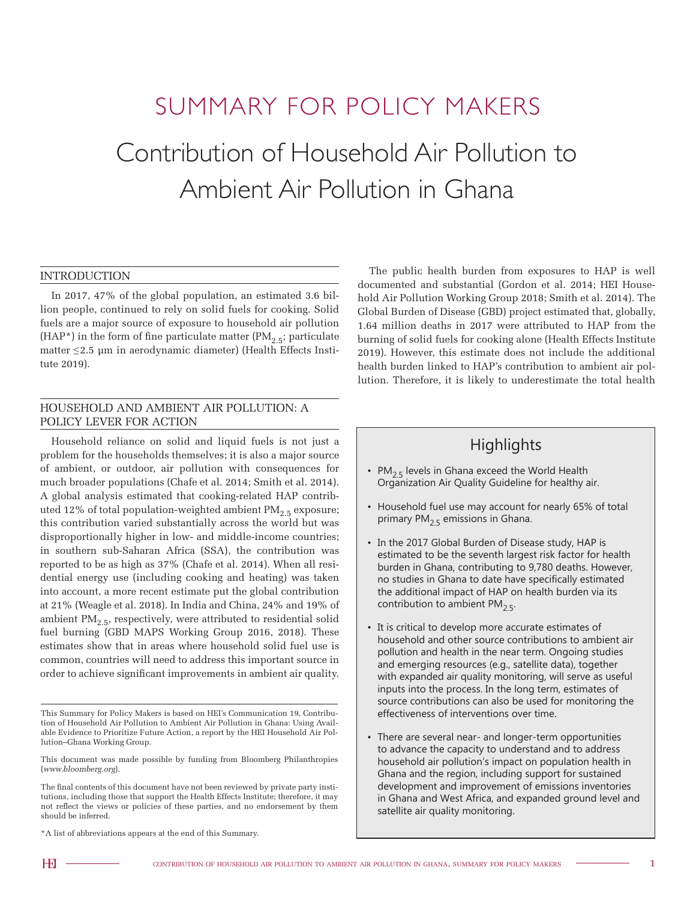# SUMMARY FOR POLICY MAKERS

# Contribution of Household Air Pollution to Ambient Air Pollution in Ghana

## INTRODUCTION

In 2017, 47% of the global population, an estimated 3.6 billion people, continued to rely on solid fuels for cooking. Solid fuels are a major source of exposure to household air pollution (HAP*) in the form of fine particulate matter ($PM_{2.5}$; particulate matter ≤2.5 µm in aerodynamic diameter) (Health Effects Institute 2019).

## HOUSEHOLD AND AMBIENT AIR POLLUTION: A POLICY LEVER FOR ACTION

Household reliance on solid and liquid fuels is not just a problem for the households themselves; it is also a major source of ambient, or outdoor, air pollution with consequences for much broader populations (Chafe et al. 2014; Smith et al. 2014). A global analysis estimated that cooking-related HAP contributed 12% of total population-weighted ambient $PM_{2.5}$ exposure; this contribution varied substantially across the world but was disproportionally higher in low- and middle-income countries; in southern sub-Saharan Africa (SSA), the contribution was reported to be as high as 37% (Chafe et al. 2014). When all residential energy use (including cooking and heating) was taken into account, a more recent estimate put the global contribution at 21% (Weagle et al. 2018). In India and China, 24% and 19% of ambient $PM_{2.5}$, respectively, were attributed to residential solid fuel burning (GBD MAPS Working Group 2016, 2018). These estimates show that in areas where household solid fuel use is common, countries will need to address this important source in order to achieve significant improvements in ambient air quality.

The public health burden from exposures to HAP is well documented and substantial (Gordon et al. 2014; HEI Household Air Pollution Working Group 2018; Smith et al. 2014). The Global Burden of Disease (GBD) project estimated that, globally, 1.64 million deaths in 2017 were attributed to HAP from the burning of solid fuels for cooking alone (Health Effects Institute 2019). However, this estimate does not include the additional health burden linked to HAP's contribution to ambient air pollution. Therefore, it is likely to underestimate the total health

## Highlights

- $PM_{2.5}$ levels in Ghana exceed the World Health Organization Air Quality Guideline for healthy air.
- Household fuel use may account for nearly 65% of total primary $PM_{2.5}$ emissions in Ghana.
- In the 2017 Global Burden of Disease study, HAP is estimated to be the seventh largest risk factor for health burden in Ghana, contributing to 9,780 deaths. However, no studies in Ghana to date have specifically estimated the additional impact of HAP on health burden via its contribution to ambient $PM_{2.5}$.
- It is critical to develop more accurate estimates of household and other source contributions to ambient air pollution and health in the near term. Ongoing studies and emerging resources (e.g., satellite data), together with expanded air quality monitoring, will serve as useful inputs into the process. In the long term, estimates of source contributions can also be used for monitoring the effectiveness of interventions over time.
- There are several near- and longer-term opportunities to advance the capacity to understand and to address household air pollution's impact on population health in Ghana and the region, including support for sustained development and improvement of emissions inventories in Ghana and West Africa, and expanded ground level and satellite air quality monitoring.

---

This Summary for Policy Makers is based on HEI's Communication 19, Contribution of Household Air Pollution to Ambient Air Pollution in Ghana: Using Available Evidence to Prioritize Future Action, a report by the HEI Household Air Pollution–Ghana Working Group.

This document was made possible by funding from Bloomberg Philanthropies (*www.bloomberg.org*).

The final contents of this document have not been reviewed by private party institutions, including those that support the Health Effects Institute; therefore, it may not reflect the views or policies of these parties, and no endorsement by them should be inferred.

*A list of abbreviations appears at the end of this Summary.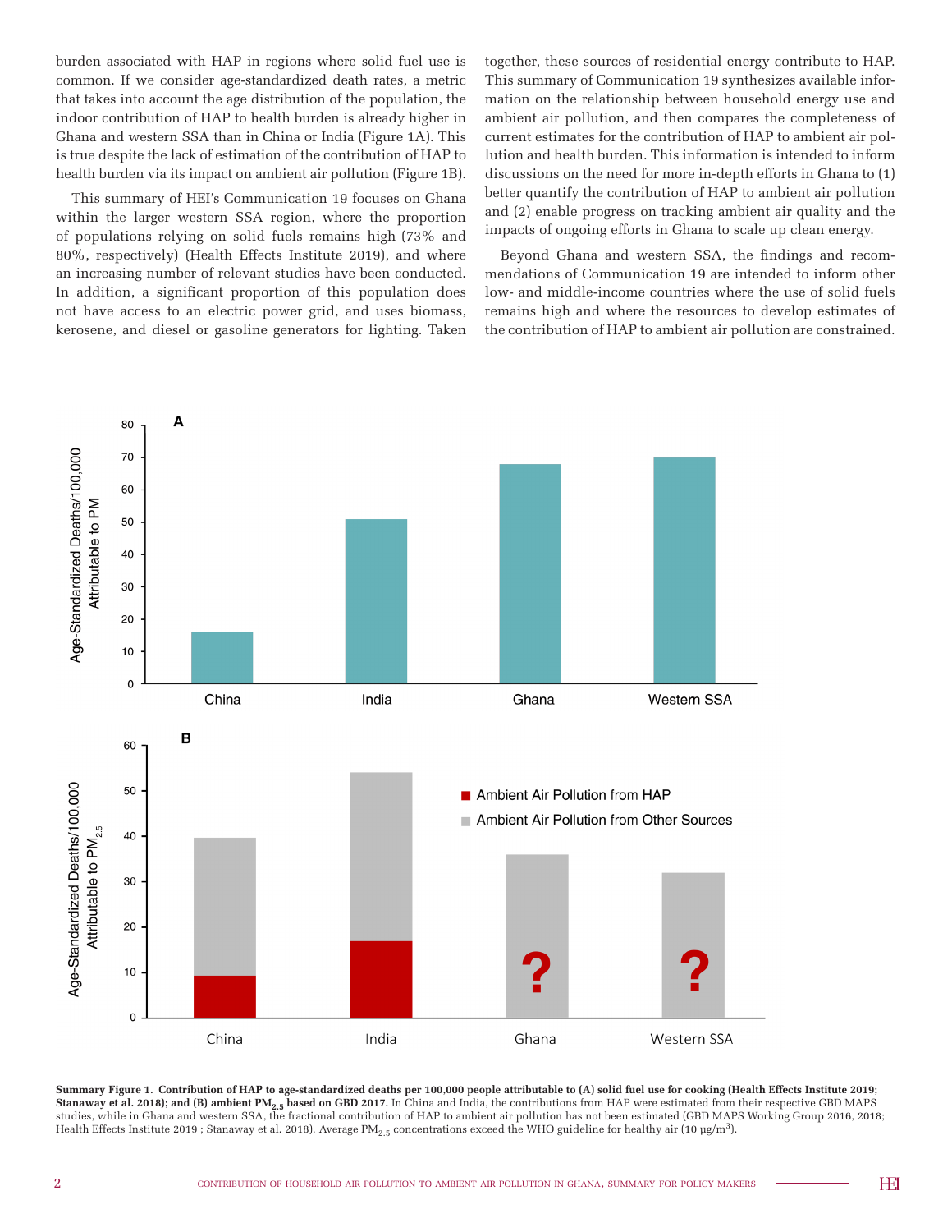burden associated with HAP in regions where solid fuel use is common. If we consider age-standardized death rates, a metric that takes into account the age distribution of the population, the indoor contribution of HAP to health burden is already higher in Ghana and western SSA than in China or India (Figure 1A). This is true despite the lack of estimation of the contribution of HAP to health burden via its impact on ambient air pollution (Figure 1B).

This summary of HEI's Communication 19 focuses on Ghana within the larger western SSA region, where the proportion of populations relying on solid fuels remains high (73% and 80%, respectively) (Health Effects Institute 2019), and where an increasing number of relevant studies have been conducted. In addition, a significant proportion of this population does not have access to an electric power grid, and uses biomass, kerosene, and diesel or gasoline generators for lighting. Taken together, these sources of residential energy contribute to HAP. This summary of Communication 19 synthesizes available information on the relationship between household energy use and ambient air pollution, and then compares the completeness of current estimates for the contribution of HAP to ambient air pollution and health burden. This information is intended to inform discussions on the need for more in-depth efforts in Ghana to (1) better quantify the contribution of HAP to ambient air pollution and (2) enable progress on tracking ambient air quality and the impacts of ongoing efforts in Ghana to scale up clean energy.

Beyond Ghana and western SSA, the findings and recommendations of Communication 19 are intended to inform other low- and middle-income countries where the use of solid fuels remains high and where the resources to develop estimates of the contribution of HAP to ambient air pollution are constrained.

**Summary Figure 1. Contribution of HAP to age-standardized deaths per 100,000 people attributable to (A) solid fuel use for cooking (Health Effects Institute 2019; Stanaway et al. 2018); and (B) ambient $PM_{2.5}$ based on GBD 2017.** In China and India, the contributions from HAP were estimated from their respective GBD MAPS studies, while in Ghana and western SSA, the fractional contribution of HAP to ambient air pollution has not been estimated (GBD MAPS Working Group 2016, 2018; Health Effects Institute 2019 ; Stanaway et al. 2018). Average $PM_{2.5}$ concentrations exceed the WHO guideline for healthy air (10 μg/m$^3$).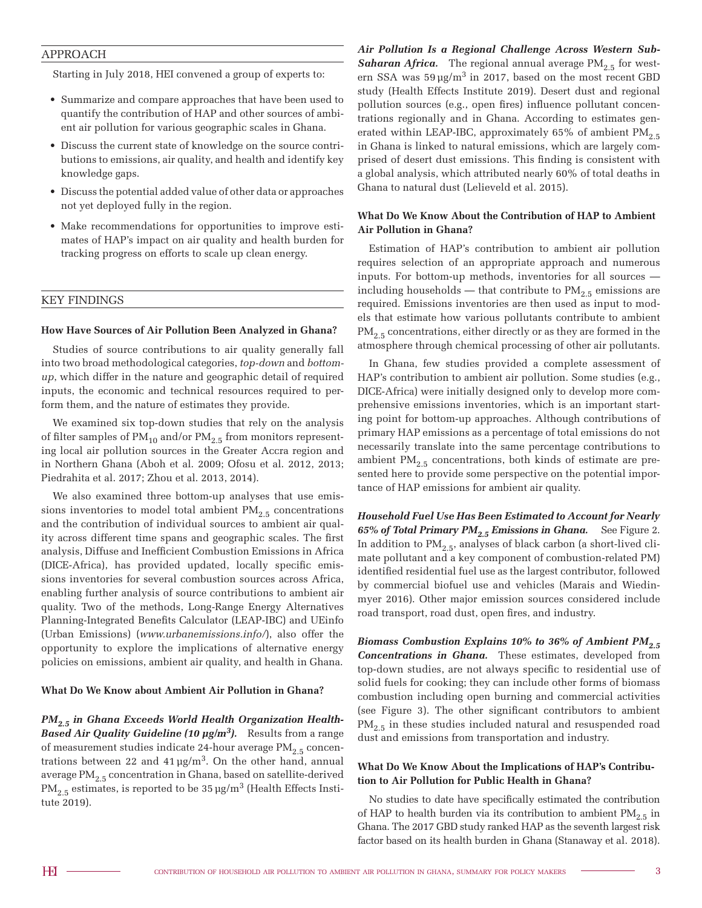## APPROACH

Starting in July 2018, HEI convened a group of experts to:

- Summarize and compare approaches that have been used to quantify the contribution of HAP and other sources of ambient air pollution for various geographic scales in Ghana.
- Discuss the current state of knowledge on the source contributions to emissions, air quality, and health and identify key knowledge gaps.
- Discuss the potential added value of other data or approaches not yet deployed fully in the region.
- Make recommendations for opportunities to improve estimates of HAP's impact on air quality and health burden for tracking progress on efforts to scale up clean energy.

## KEY FINDINGS

### How Have Sources of Air Pollution Been Analyzed in Ghana?

Studies of source contributions to air quality generally fall into two broad methodological categories, *top-down* and *bottom-up*, which differ in the nature and geographic detail of required inputs, the economic and technical resources required to perform them, and the nature of estimates they provide.

We examined six top-down studies that rely on the analysis of filter samples of $PM_{10}$ and/or $PM_{2.5}$ from monitors representing local air pollution sources in the Greater Accra region and in Northern Ghana (Aboh et al. 2009; Ofosu et al. 2012, 2013; Piedrahita et al. 2017; Zhou et al. 2013, 2014).

We also examined three bottom-up analyses that use emissions inventories to model total ambient $PM_{2.5}$ concentrations and the contribution of individual sources to ambient air quality across different time spans and geographic scales. The first analysis, Diffuse and Inefficient Combustion Emissions in Africa (DICE-Africa), has provided updated, locally specific emissions inventories for several combustion sources across Africa, enabling further analysis of source contributions to ambient air quality. Two of the methods, Long-Range Energy Alternatives Planning-Integrated Benefits Calculator (LEAP-IBC) and UEinfo (Urban Emissions) (*www.urbanemissions.info/*), also offer the opportunity to explore the implications of alternative energy policies on emissions, ambient air quality, and health in Ghana.

### What Do We Know about Ambient Air Pollution in Ghana?

***$PM_{2.5}$ in Ghana Exceeds World Health Organization Health-Based Air Quality Guideline (10 μg/m³).*** Results from a range of measurement studies indicate 24-hour average $PM_{2.5}$ concentrations between 22 and 41 μg/m³. On the other hand, annual average $PM_{2.5}$ concentration in Ghana, based on satellite-derived $PM_{2.5}$ estimates, is reported to be 35 μg/m³ (Health Effects Institute 2019).

***Air Pollution Is a Regional Challenge Across Western Sub-Saharan Africa.*** The regional annual average $PM_{2.5}$ for western SSA was 59 μg/m³ in 2017, based on the most recent GBD study (Health Effects Institute 2019). Desert dust and regional pollution sources (e.g., open fires) influence pollutant concentrations regionally and in Ghana. According to estimates generated within LEAP-IBC, approximately 65% of ambient $PM_{2.5}$ in Ghana is linked to natural emissions, which are largely comprised of desert dust emissions. This finding is consistent with a global analysis, which attributed nearly 60% of total deaths in Ghana to natural dust (Lelieveld et al. 2015).

### What Do We Know About the Contribution of HAP to Ambient Air Pollution in Ghana?

Estimation of HAP's contribution to ambient air pollution requires selection of an appropriate approach and numerous inputs. For bottom-up methods, inventories for all sources — including households — that contribute to $PM_{2.5}$ emissions are required. Emissions inventories are then used as input to models that estimate how various pollutants contribute to ambient $PM_{2.5}$ concentrations, either directly or as they are formed in the atmosphere through chemical processing of other air pollutants.

In Ghana, few studies provided a complete assessment of HAP's contribution to ambient air pollution. Some studies (e.g., DICE-Africa) were initially designed only to develop more comprehensive emissions inventories, which is an important starting point for bottom-up approaches. Although contributions of primary HAP emissions as a percentage of total emissions do not necessarily translate into the same percentage contributions to ambient $PM_{2.5}$ concentrations, both kinds of estimate are presented here to provide some perspective on the potential importance of HAP emissions for ambient air quality.

***Household Fuel Use Has Been Estimated to Account for Nearly 65% of Total Primary $PM_{2.5}$ Emissions in Ghana.*** See Figure 2. In addition to $PM_{2.5}$, analyses of black carbon (a short-lived climate pollutant and a key component of combustion-related PM) identified residential fuel use as the largest contributor, followed by commercial biofuel use and vehicles (Marais and Wiedinmyer 2016). Other major emission sources considered include road transport, road dust, open fires, and industry.

***Biomass Combustion Explains 10% to 36% of Ambient $PM_{2.5}$ Concentrations in Ghana.*** These estimates, developed from top-down studies, are not always specific to residential use of solid fuels for cooking; they can include other forms of biomass combustion including open burning and commercial activities (see Figure 3). The other significant contributors to ambient $PM_{2.5}$ in these studies included natural and resuspended road dust and emissions from transportation and industry.

### What Do We Know About the Implications of HAP's Contribution to Air Pollution for Public Health in Ghana?

No studies to date have specifically estimated the contribution of HAP to health burden via its contribution to ambient $PM_{2.5}$ in Ghana. The 2017 GBD study ranked HAP as the seventh largest risk factor based on its health burden in Ghana (Stanaway et al. 2018).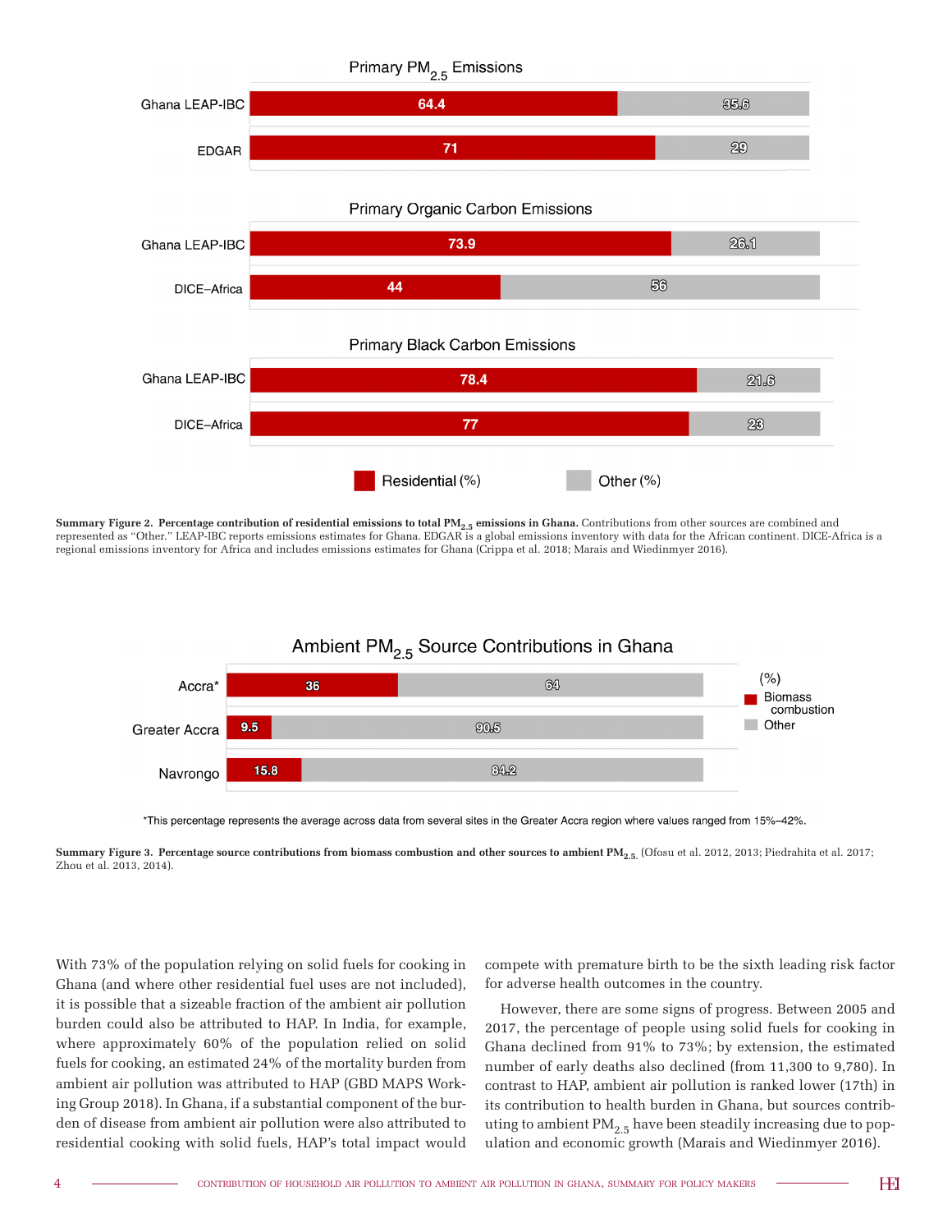## Primary $PM_{2.5}$ Emissions

| Source | Residential (%) | Other (%) |
|---|---|---|
| Ghana LEAP-IBC | 64.4 | 35.6 |
| EDGAR | 71 | 29 |

## Primary Organic Carbon Emissions

| Source | Residential (%) | Other (%) |
|---|---|---|
| Ghana LEAP-IBC | 73.9 | 26.1 |
| DICE–Africa | 44 | 56 |

## Primary Black Carbon Emissions

| Source | Residential (%) | Other (%) |
|---|---|---|
| Ghana LEAP-IBC | 78.4 | 21.6 |
| DICE–Africa | 77 | 23 |

**Summary Figure 2. Percentage contribution of residential emissions to total $PM_{2.5}$ emissions in Ghana.** Contributions from other sources are combined and represented as "Other." LEAP-IBC reports emissions estimates for Ghana. EDGAR is a global emissions inventory with data for the African continent. DICE-Africa is a regional emissions inventory for Africa and includes emissions estimates for Ghana (Crippa et al. 2018; Marais and Wiedinmyer 2016).

## Ambient $PM_{2.5}$ Source Contributions in Ghana

| Location | Biomass combustion (%) | Other (%) |
|---|---|---|
| Accra* | 36 | 64 |
| Greater Accra | 9.5 | 90.5 |
| Navrongo | 15.8 | 84.2 |

*This percentage represents the average across data from several sites in the Greater Accra region where values ranged from 15%–42%.

**Summary Figure 3. Percentage source contributions from biomass combustion and other sources to ambient $PM_{2.5}$.** (Ofosu et al. 2012, 2013; Piedrahita et al. 2017; Zhou et al. 2013, 2014).

With 73% of the population relying on solid fuels for cooking in Ghana (and where other residential fuel uses are not included), it is possible that a sizeable fraction of the ambient air pollution burden could also be attributed to HAP. In India, for example, where approximately 60% of the population relied on solid fuels for cooking, an estimated 24% of the mortality burden from ambient air pollution was attributed to HAP (GBD MAPS Working Group 2018). In Ghana, if a substantial component of the burden of disease from ambient air pollution were also attributed to residential cooking with solid fuels, HAP's total impact would compete with premature birth to be the sixth leading risk factor for adverse health outcomes in the country.

However, there are some signs of progress. Between 2005 and 2017, the percentage of people using solid fuels for cooking in Ghana declined from 91% to 73%; by extension, the estimated number of early deaths also declined (from 11,300 to 9,780). In contrast to HAP, ambient air pollution is ranked lower (17th) in its contribution to health burden in Ghana, but sources contributing to ambient $PM_{2.5}$ have been steadily increasing due to population and economic growth (Marais and Wiedinmyer 2016).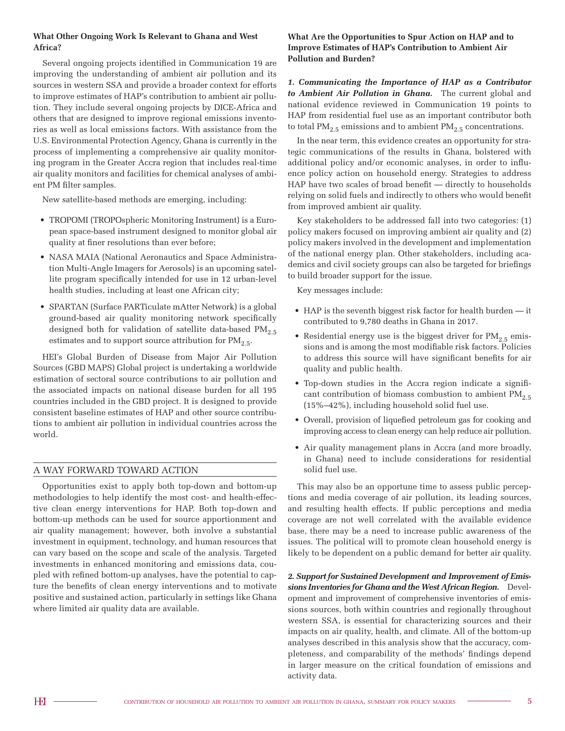### What Other Ongoing Work Is Relevant to Ghana and West Africa?

Several ongoing projects identified in Communication 19 are improving the understanding of ambient air pollution and its sources in western SSA and provide a broader context for efforts to improve estimates of HAP's contribution to ambient air pollution. They include several ongoing projects by DICE-Africa and others that are designed to improve regional emissions inventories as well as local emissions factors. With assistance from the U.S. Environmental Protection Agency, Ghana is currently in the process of implementing a comprehensive air quality monitoring program in the Greater Accra region that includes real-time air quality monitors and facilities for chemical analyses of ambient PM filter samples.

New satellite-based methods are emerging, including:

- TROPOMI (TROPOspheric Monitoring Instrument) is a European space-based instrument designed to monitor global air quality at finer resolutions than ever before;
- NASA MAIA (National Aeronautics and Space Administration Multi-Angle Imagers for Aerosols) is an upcoming satellite program specifically intended for use in 12 urban-level health studies, including at least one African city;
- SPARTAN (Surface PARTiculate mAtter Network) is a global ground-based air quality monitoring network specifically designed both for validation of satellite data-based $PM_{2.5}$ estimates and to support source attribution for $PM_{2.5}$.

HEI's Global Burden of Disease from Major Air Pollution Sources (GBD MAPS) Global project is undertaking a worldwide estimation of sectoral source contributions to air pollution and the associated impacts on national disease burden for all 195 countries included in the GBD project. It is designed to provide consistent baseline estimates of HAP and other source contributions to ambient air pollution in individual countries across the world.

## A WAY FORWARD TOWARD ACTION

Opportunities exist to apply both top-down and bottom-up methodologies to help identify the most cost- and health-effective clean energy interventions for HAP. Both top-down and bottom-up methods can be used for source apportionment and air quality management; however, both involve a substantial investment in equipment, technology, and human resources that can vary based on the scope and scale of the analysis. Targeted investments in enhanced monitoring and emissions data, coupled with refined bottom-up analyses, have the potential to capture the benefits of clean energy interventions and to motivate positive and sustained action, particularly in settings like Ghana where limited air quality data are available.

### What Are the Opportunities to Spur Action on HAP and to Improve Estimates of HAP's Contribution to Ambient Air Pollution and Burden?

***1. Communicating the Importance of HAP as a Contributor to Ambient Air Pollution in Ghana.*** The current global and national evidence reviewed in Communication 19 points to HAP from residential fuel use as an important contributor both to total $PM_{2.5}$ emissions and to ambient $PM_{2.5}$ concentrations.

In the near term, this evidence creates an opportunity for strategic communications of the results in Ghana, bolstered with additional policy and/or economic analyses, in order to influence policy action on household energy. Strategies to address HAP have two scales of broad benefit — directly to households relying on solid fuels and indirectly to others who would benefit from improved ambient air quality.

Key stakeholders to be addressed fall into two categories: (1) policy makers focused on improving ambient air quality and (2) policy makers involved in the development and implementation of the national energy plan. Other stakeholders, including academics and civil society groups can also be targeted for briefings to build broader support for the issue.

Key messages include:

- HAP is the seventh biggest risk factor for health burden — it contributed to 9,780 deaths in Ghana in 2017.
- Residential energy use is the biggest driver for $PM_{2.5}$ emissions and is among the most modifiable risk factors. Policies to address this source will have significant benefits for air quality and public health.
- Top-down studies in the Accra region indicate a significant contribution of biomass combustion to ambient $PM_{2.5}$ (15%–42%), including household solid fuel use.
- Overall, provision of liquefied petroleum gas for cooking and improving access to clean energy can help reduce air pollution.
- Air quality management plans in Accra (and more broadly, in Ghana) need to include considerations for residential solid fuel use.

This may also be an opportune time to assess public perceptions and media coverage of air pollution, its leading sources, and resulting health effects. If public perceptions and media coverage are not well correlated with the available evidence base, there may be a need to increase public awareness of the issues. The political will to promote clean household energy is likely to be dependent on a public demand for better air quality.

***2. Support for Sustained Development and Improvement of Emissions Inventories for Ghana and the West African Region.*** Development and improvement of comprehensive inventories of emissions sources, both within countries and regionally throughout western SSA, is essential for characterizing sources and their impacts on air quality, health, and climate. All of the bottom-up analyses described in this analysis show that the accuracy, completeness, and comparability of the methods' findings depend in larger measure on the critical foundation of emissions and activity data.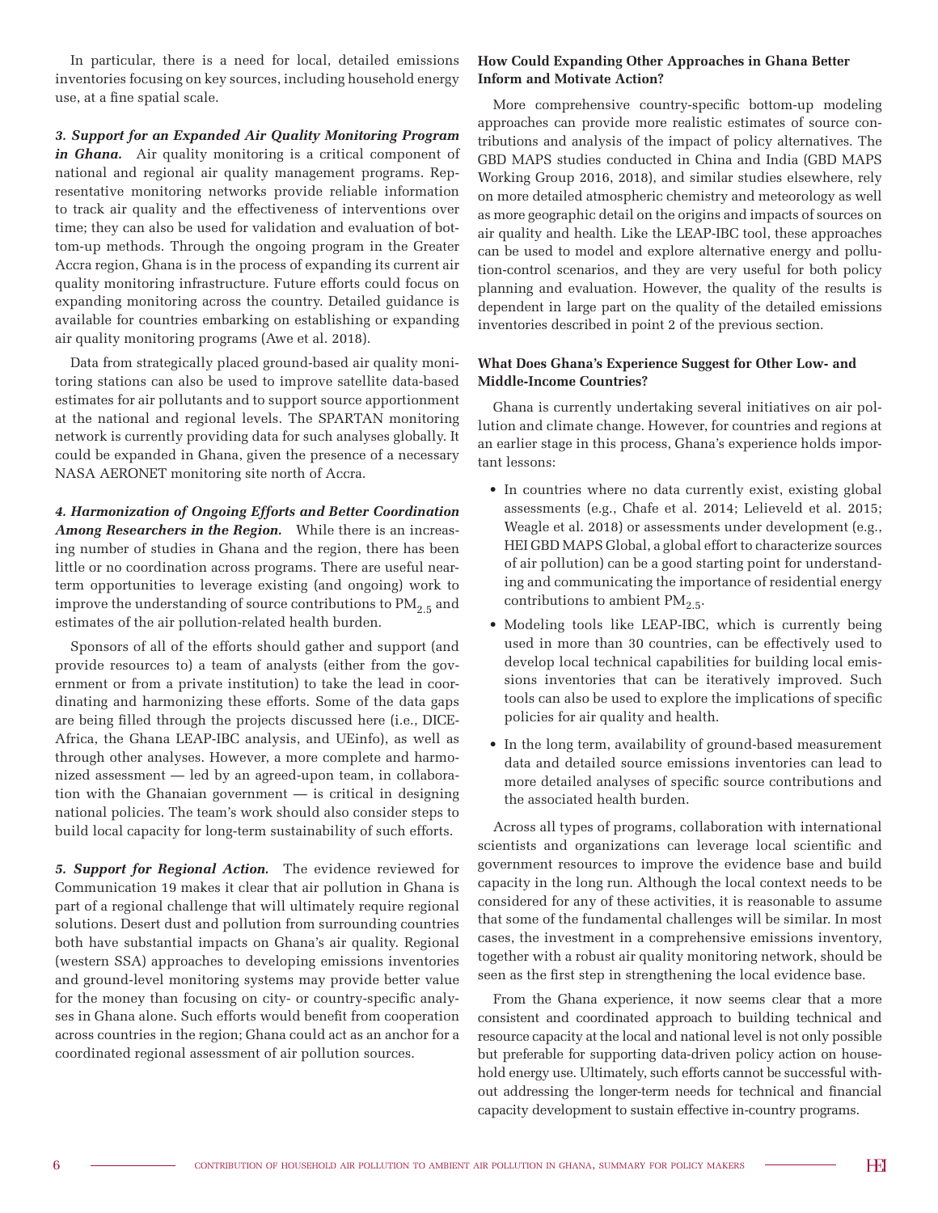In particular, there is a need for local, detailed emissions inventories focusing on key sources, including household energy use, at a fine spatial scale.

***3. Support for an Expanded Air Quality Monitoring Program in Ghana.*** Air quality monitoring is a critical component of national and regional air quality management programs. Representative monitoring networks provide reliable information to track air quality and the effectiveness of interventions over time; they can also be used for validation and evaluation of bottom-up methods. Through the ongoing program in the Greater Accra region, Ghana is in the process of expanding its current air quality monitoring infrastructure. Future efforts could focus on expanding monitoring across the country. Detailed guidance is available for countries embarking on establishing or expanding air quality monitoring programs (Awe et al. 2018).

Data from strategically placed ground-based air quality monitoring stations can also be used to improve satellite data-based estimates for air pollutants and to support source apportionment at the national and regional levels. The SPARTAN monitoring network is currently providing data for such analyses globally. It could be expanded in Ghana, given the presence of a necessary NASA AERONET monitoring site north of Accra.

***4. Harmonization of Ongoing Efforts and Better Coordination Among Researchers in the Region.*** While there is an increasing number of studies in Ghana and the region, there has been little or no coordination across programs. There are useful near-term opportunities to leverage existing (and ongoing) work to improve the understanding of source contributions to $PM_{2.5}$ and estimates of the air pollution-related health burden.

Sponsors of all of the efforts should gather and support (and provide resources to) a team of analysts (either from the government or from a private institution) to take the lead in coordinating and harmonizing these efforts. Some of the data gaps are being filled through the projects discussed here (i.e., DICE-Africa, the Ghana LEAP-IBC analysis, and UEinfo), as well as through other analyses. However, a more complete and harmonized assessment — led by an agreed-upon team, in collaboration with the Ghanaian government — is critical in designing national policies. The team's work should also consider steps to build local capacity for long-term sustainability of such efforts.

***5. Support for Regional Action.*** The evidence reviewed for Communication 19 makes it clear that air pollution in Ghana is part of a regional challenge that will ultimately require regional solutions. Desert dust and pollution from surrounding countries both have substantial impacts on Ghana's air quality. Regional (western SSA) approaches to developing emissions inventories and ground-level monitoring systems may provide better value for the money than focusing on city- or country-specific analyses in Ghana alone. Such efforts would benefit from cooperation across countries in the region; Ghana could act as an anchor for a coordinated regional assessment of air pollution sources.

### How Could Expanding Other Approaches in Ghana Better Inform and Motivate Action?

More comprehensive country-specific bottom-up modeling approaches can provide more realistic estimates of source contributions and analysis of the impact of policy alternatives. The GBD MAPS studies conducted in China and India (GBD MAPS Working Group 2016, 2018), and similar studies elsewhere, rely on more detailed atmospheric chemistry and meteorology as well as more geographic detail on the origins and impacts of sources on air quality and health. Like the LEAP-IBC tool, these approaches can be used to model and explore alternative energy and pollution-control scenarios, and they are very useful for both policy planning and evaluation. However, the quality of the results is dependent in large part on the quality of the detailed emissions inventories described in point 2 of the previous section.

### What Does Ghana's Experience Suggest for Other Low- and Middle-Income Countries?

Ghana is currently undertaking several initiatives on air pollution and climate change. However, for countries and regions at an earlier stage in this process, Ghana's experience holds important lessons:

- In countries where no data currently exist, existing global assessments (e.g., Chafe et al. 2014; Lelieveld et al. 2015; Weagle et al. 2018) or assessments under development (e.g., HEI GBD MAPS Global, a global effort to characterize sources of air pollution) can be a good starting point for understanding and communicating the importance of residential energy contributions to ambient $PM_{2.5}$.
- Modeling tools like LEAP-IBC, which is currently being used in more than 30 countries, can be effectively used to develop local technical capabilities for building local emissions inventories that can be iteratively improved. Such tools can also be used to explore the implications of specific policies for air quality and health.
- In the long term, availability of ground-based measurement data and detailed source emissions inventories can lead to more detailed analyses of specific source contributions and the associated health burden.

Across all types of programs, collaboration with international scientists and organizations can leverage local scientific and government resources to improve the evidence base and build capacity in the long run. Although the local context needs to be considered for any of these activities, it is reasonable to assume that some of the fundamental challenges will be similar. In most cases, the investment in a comprehensive emissions inventory, together with a robust air quality monitoring network, should be seen as the first step in strengthening the local evidence base.

From the Ghana experience, it now seems clear that a more consistent and coordinated approach to building technical and resource capacity at the local and national level is not only possible but preferable for supporting data-driven policy action on household energy use. Ultimately, such efforts cannot be successful without addressing the longer-term needs for technical and financial capacity development to sustain effective in-country programs.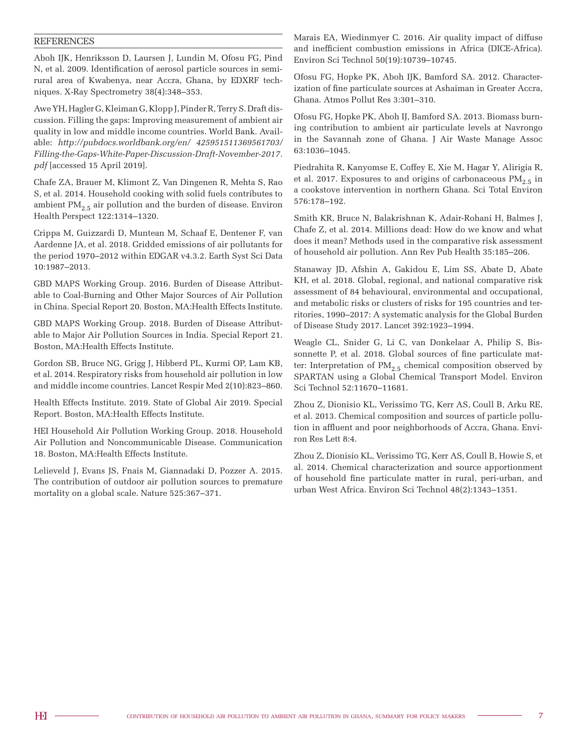## REFERENCES

Aboh IJK, Henriksson D, Laursen J, Lundin M, Ofosu FG, Pind N, et al. 2009. Identification of aerosol particle sources in semi-rural area of Kwabenya, near Accra, Ghana, by EDXRF techniques. X-Ray Spectrometry 38(4):348–353.

Awe YH, Hagler G, Kleiman G, Klopp J, Pinder R, Terry S. Draft discussion. Filling the gaps: Improving measurement of ambient air quality in low and middle income countries. World Bank. Available: *http://pubdocs.worldbank.org/en/ 425951511369561703/ Filling-the-Gaps-White-Paper-Discussion-Draft-November-2017.pdf* [accessed 15 April 2019].

Chafe ZA, Brauer M, Klimont Z, Van Dingenen R, Mehta S, Rao S, et al. 2014. Household cooking with solid fuels contributes to ambient $PM_{2.5}$ air pollution and the burden of disease. Environ Health Perspect 122:1314–1320.

Crippa M, Guizzardi D, Muntean M, Schaaf E, Dentener F, van Aardenne JA, et al. 2018. Gridded emissions of air pollutants for the period 1970–2012 within EDGAR v4.3.2. Earth Syst Sci Data 10:1987–2013.

GBD MAPS Working Group. 2016. Burden of Disease Attributable to Coal-Burning and Other Major Sources of Air Pollution in China. Special Report 20. Boston, MA:Health Effects Institute.

GBD MAPS Working Group. 2018. Burden of Disease Attributable to Major Air Pollution Sources in India. Special Report 21. Boston, MA:Health Effects Institute.

Gordon SB, Bruce NG, Grigg J, Hibberd PL, Kurmi OP, Lam KB, et al. 2014. Respiratory risks from household air pollution in low and middle income countries. Lancet Respir Med 2(10):823–860.

Health Effects Institute. 2019. State of Global Air 2019. Special Report. Boston, MA:Health Effects Institute.

HEI Household Air Pollution Working Group. 2018. Household Air Pollution and Noncommunicable Disease. Communication 18. Boston, MA:Health Effects Institute.

Lelieveld J, Evans JS, Fnais M, Giannadaki D, Pozzer A. 2015. The contribution of outdoor air pollution sources to premature mortality on a global scale. Nature 525:367–371.

Marais EA, Wiedinmyer C. 2016. Air quality impact of diffuse and inefficient combustion emissions in Africa (DICE-Africa). Environ Sci Technol 50(19):10739–10745.

Ofosu FG, Hopke PK, Aboh IJK, Bamford SA. 2012. Characterization of fine particulate sources at Ashaiman in Greater Accra, Ghana. Atmos Pollut Res 3:301–310.

Ofosu FG, Hopke PK, Aboh IJ, Bamford SA. 2013. Biomass burning contribution to ambient air particulate levels at Navrongo in the Savannah zone of Ghana. J Air Waste Manage Assoc 63:1036–1045.

Piedrahita R, Kanyomse E, Coffey E, Xie M, Hagar Y, Alirigia R, et al. 2017. Exposures to and origins of carbonaceous $PM_{2.5}$ in a cookstove intervention in northern Ghana. Sci Total Environ 576:178–192.

Smith KR, Bruce N, Balakrishnan K, Adair-Rohani H, Balmes J, Chafe Z, et al. 2014. Millions dead: How do we know and what does it mean? Methods used in the comparative risk assessment of household air pollution. Ann Rev Pub Health 35:185–206.

Stanaway JD, Afshin A, Gakidou E, Lim SS, Abate D, Abate KH, et al. 2018. Global, regional, and national comparative risk assessment of 84 behavioural, environmental and occupational, and metabolic risks or clusters of risks for 195 countries and territories, 1990–2017: A systematic analysis for the Global Burden of Disease Study 2017. Lancet 392:1923–1994.

Weagle CL, Snider G, Li C, van Donkelaar A, Philip S, Bissonnette P, et al. 2018. Global sources of fine particulate matter: Interpretation of $PM_{2.5}$ chemical composition observed by SPARTAN using a Global Chemical Transport Model. Environ Sci Technol 52:11670–11681.

Zhou Z, Dionisio KL, Verissimo TG, Kerr AS, Coull B, Arku RE, et al. 2013. Chemical composition and sources of particle pollution in affluent and poor neighborhoods of Accra, Ghana. Environ Res Lett 8:4.

Zhou Z, Dionisio KL, Verissimo TG, Kerr AS, Coull B, Howie S, et al. 2014. Chemical characterization and source apportionment of household fine particulate matter in rural, peri-urban, and urban West Africa. Environ Sci Technol 48(2):1343–1351.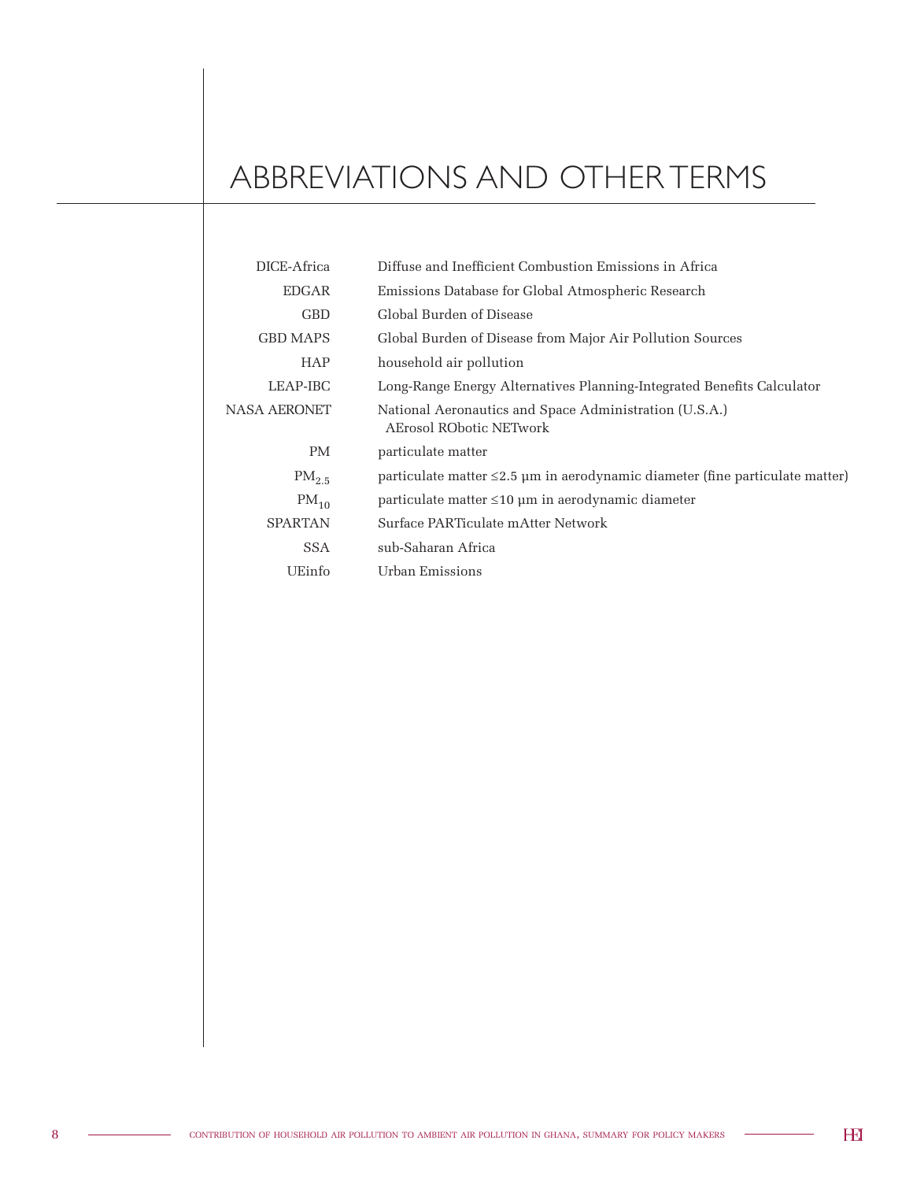# ABBREVIATIONS AND OTHER TERMS

| | |
|---|---|
| DICE-Africa | Diffuse and Inefficient Combustion Emissions in Africa |
| EDGAR | Emissions Database for Global Atmospheric Research |
| GBD | Global Burden of Disease |
| GBD MAPS | Global Burden of Disease from Major Air Pollution Sources |
| HAP | household air pollution |
| LEAP-IBC | Long-Range Energy Alternatives Planning-Integrated Benefits Calculator |
| NASA AERONET | National Aeronautics and Space Administration (U.S.A.) AErosol RObotic NETwork |
| PM | particulate matter |
| $PM_{2.5}$ | particulate matter ≤2.5 µm in aerodynamic diameter (fine particulate matter) |
| $PM_{10}$ | particulate matter ≤10 µm in aerodynamic diameter |
| SPARTAN | Surface PARTiculate mAtter Network |
| SSA | sub-Saharan Africa |
| UEinfo | Urban Emissions |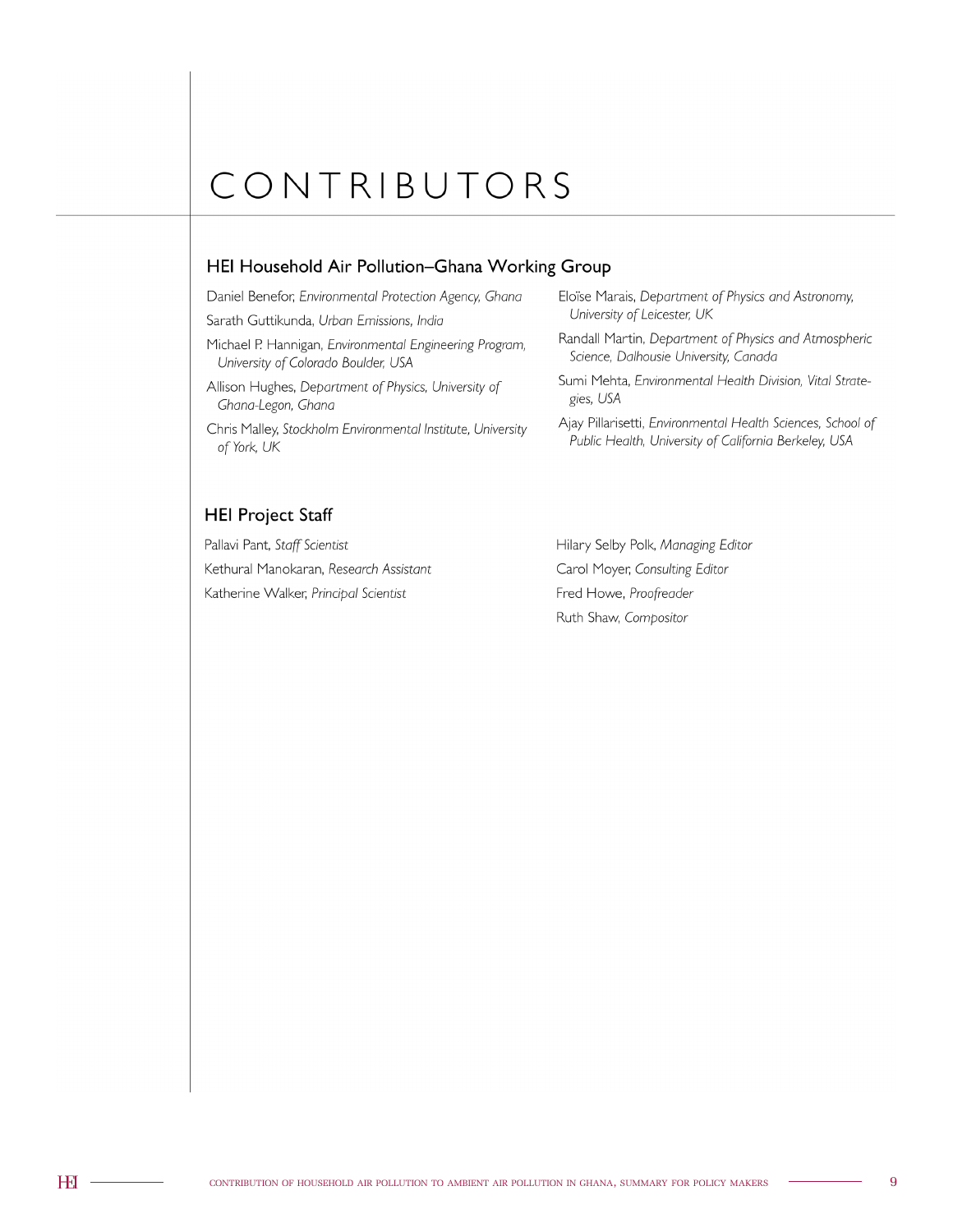# CONTRIBUTORS

## HEI Household Air Pollution–Ghana Working Group

Daniel Benefor, *Environmental Protection Agency, Ghana*

Sarath Guttikunda, *Urban Emissions, India*

Michael P. Hannigan, *Environmental Engineering Program, University of Colorado Boulder, USA*

Allison Hughes, *Department of Physics, University of Ghana-Legon, Ghana*

Chris Malley, *Stockholm Environmental Institute, University of York, UK*

Eloïse Marais, *Department of Physics and Astronomy, University of Leicester, UK*

Randall Martin, *Department of Physics and Atmospheric Science, Dalhousie University, Canada*

Sumi Mehta, *Environmental Health Division, Vital Strategies, USA*

Ajay Pillarisetti, *Environmental Health Sciences, School of Public Health, University of California Berkeley, USA*

## HEI Project Staff

Pallavi Pant, *Staff Scientist*

Kethural Manokaran, *Research Assistant*

Katherine Walker, *Principal Scientist*

Hilary Selby Polk, *Managing Editor*

Carol Moyer, *Consulting Editor*

Fred Howe, *Proofreader*

Ruth Shaw, *Compositor*